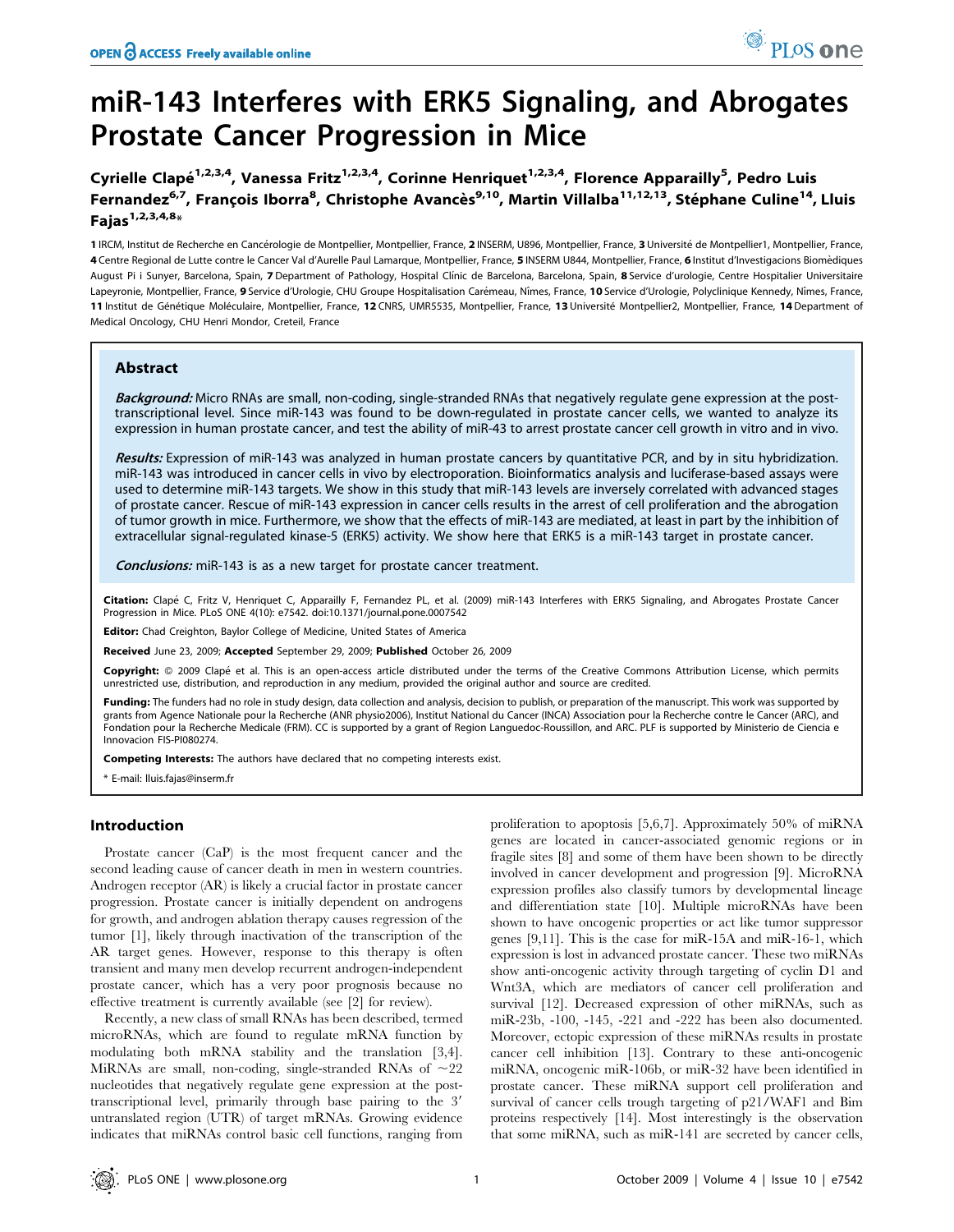# miR-143 Interferes with ERK5 Signaling, and Abrogates Prostate Cancer Progression in Mice

Cyrielle Clapé[1,2,3,4], Vanessa Fritz[1,2,3,4], Corinne Henriquet[1,2,3,4], Florence Apparailly[5], Pedro Luis Fernandez[6,7], François Iborra[8], Christophe Avancès[9,10], Martin Villalba[11,12,13], Stéphane Culine[14], Lluis Fajas[1,2,3,4,8]*

1 IRCM, Institut de Recherche en Cancérologie de Montpellier, Montpellier, France, 2 INSERM, U896, Montpellier, France, 3 Université de Montpellier1, Montpellier, France, 4 Centre Regional de Lutte contre le Cancer Val d'Aurelle Paul Lamarque, Montpellier, France, 5 INSERM U844, Montpellier, France, 6 Institut d'Investigacions Biomèdiques August Pi i Sunyer, Barcelona, Spain, 7 Department of Pathology, Hospital Clínic de Barcelona, Barcelona, Spain, 8 Service d'urologie, Centre Hospitalier Universitaire Lapeyronie, Montpellier, France, 9 Service d'Urologie, CHU Groupe Hospitalisation Carémeau, Nîmes, France, 10 Service d'Urologie, Polyclinique Kennedy, Nîmes, France, 11 Institut de Génétique Moléculaire, Montpellier, France, 12 CNRS, UMR5535, Montpellier, France, 13 Université Montpellier2, Montpellier, France, 14 Department of Medical Oncology, CHU Henri Mondor, Creteil, France

## Abstract

***Background:*** Micro RNAs are small, non-coding, single-stranded RNAs that negatively regulate gene expression at the post-transcriptional level. Since miR-143 was found to be down-regulated in prostate cancer cells, we wanted to analyze its expression in human prostate cancer, and test the ability of miR-43 to arrest prostate cancer cell growth in vitro and in vivo.

***Results:*** Expression of miR-143 was analyzed in human prostate cancers by quantitative PCR, and by in situ hybridization. miR-143 was introduced in cancer cells in vivo by electroporation. Bioinformatics analysis and luciferase-based assays were used to determine miR-143 targets. We show in this study that miR-143 levels are inversely correlated with advanced stages of prostate cancer. Rescue of miR-143 expression in cancer cells results in the arrest of cell proliferation and the abrogation of tumor growth in mice. Furthermore, we show that the effects of miR-143 are mediated, at least in part by the inhibition of extracellular signal-regulated kinase-5 (ERK5) activity. We show here that ERK5 is a miR-143 target in prostate cancer.

***Conclusions:*** miR-143 is as a new target for prostate cancer treatment.

**Citation:** Clapé C, Fritz V, Henriquet C, Apparailly F, Fernandez PL, et al. (2009) miR-143 Interferes with ERK5 Signaling, and Abrogates Prostate Cancer Progression in Mice. PLoS ONE 4(10): e7542. doi:10.1371/journal.pone.0007542

**Editor:** Chad Creighton, Baylor College of Medicine, United States of America

**Received** June 23, 2009; **Accepted** September 29, 2009; **Published** October 26, 2009

**Copyright:** © 2009 Clapé et al. This is an open-access article distributed under the terms of the Creative Commons Attribution License, which permits unrestricted use, distribution, and reproduction in any medium, provided the original author and source are credited.

**Funding:** The funders had no role in study design, data collection and analysis, decision to publish, or preparation of the manuscript. This work was supported by grants from Agence Nationale pour la Recherche (ANR physio2006), Institut National du Cancer (INCA) Association pour la Recherche contre le Cancer (ARC), and Fondation pour la Recherche Medicale (FRM). CC is supported by a grant of Region Languedoc-Roussillon, and ARC. PLF is supported by Ministerio de Ciencia e Innovacion FIS-PI080274.

**Competing Interests:** The authors have declared that no competing interests exist.

\* E-mail: lluis.fajas@inserm.fr

## Introduction

Prostate cancer (CaP) is the most frequent cancer and the second leading cause of cancer death in men in western countries. Androgen receptor (AR) is likely a crucial factor in prostate cancer progression. Prostate cancer is initially dependent on androgens for growth, and androgen ablation therapy causes regression of the tumor [1], likely through inactivation of the transcription of the AR target genes. However, response to this therapy is often transient and many men develop recurrent androgen-independent prostate cancer, which has a very poor prognosis because no effective treatment is currently available (see [2] for review).

Recently, a new class of small RNAs has been described, termed microRNAs, which are found to regulate mRNA function by modulating both mRNA stability and the translation [3,4]. MiRNAs are small, non-coding, single-stranded RNAs of ~22 nucleotides that negatively regulate gene expression at the post-transcriptional level, primarily through base pairing to the 3′ untranslated region (UTR) of target mRNAs. Growing evidence indicates that miRNAs control basic cell functions, ranging from proliferation to apoptosis [5,6,7]. Approximately 50% of miRNA genes are located in cancer-associated genomic regions or in fragile sites [8] and some of them have been shown to be directly involved in cancer development and progression [9]. MicroRNA expression profiles also classify tumors by developmental lineage and differentiation state [10]. Multiple microRNAs have been shown to have oncogenic activity or act like tumor suppressor genes [9,11]. This is the case for miR-15A and miR-16-1, which expression is lost in advanced prostate cancer. These two miRNAs show anti-oncogenic activity through targeting of cyclin D1 and Wnt3A, which are mediators of cancer cell proliferation and survival [12]. Decreased expression of other miRNAs, such as miR-23b, -100, -145, -221 and -222 has been also documented. Moreover, ectopic expression of these miRNAs results in prostate cancer cell inhibition [13]. Contrary to these anti-oncogenic miRNA, oncogenic miR-106b, or miR-32 have been identified in prostate cancer. These miRNA support cell proliferation and survival of cancer cells trough targeting of p21/WAF1 and Bim proteins respectively [14]. Most interestingly is the observation that some miRNA, such as miR-141 are secreted by cancer cells,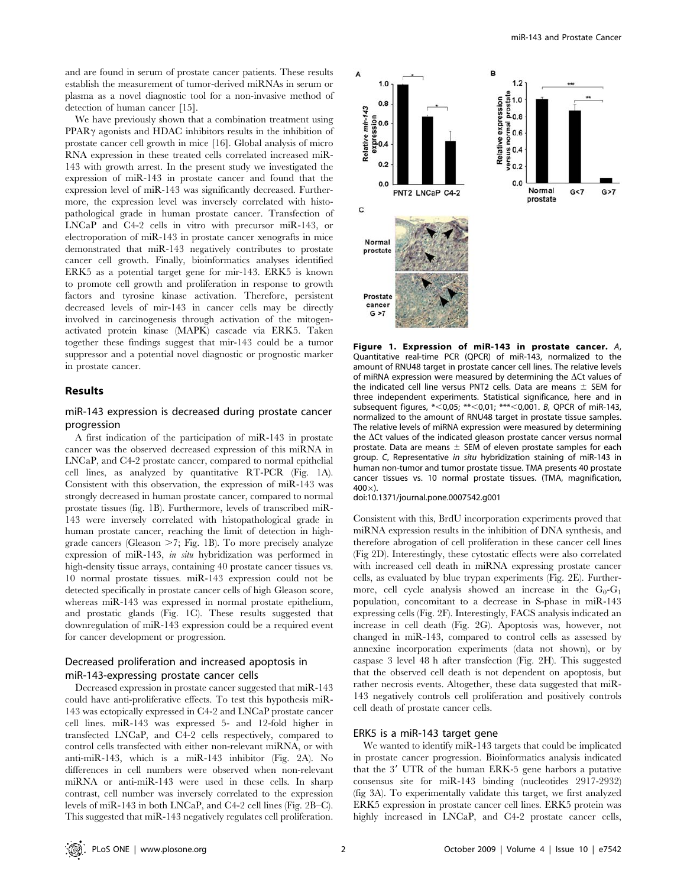and are found in serum of prostate cancer patients. These results establish the measurement of tumor-derived miRNAs in serum or plasma as a novel diagnostic tool for a non-invasive method of detection of human cancer [15].

We have previously shown that a combination treatment using PPARγ agonists and HDAC inhibitors results in the inhibition of prostate cancer cell growth in mice [16]. Global analysis of micro RNA expression in these treated cells correlated increased miR-143 with growth arrest. In the present study we investigated the expression of miR-143 in prostate cancer and found that the expression level of miR-143 was significantly decreased. Furthermore, the expression level was inversely correlated with histopathological grade in human prostate cancer. Transfection of LNCaP and C4-2 cells in vitro with precursor miR-143, or electroporation of miR-143 in prostate cancer xenografts in mice demonstrated that miR-143 negatively contributes to prostate cancer cell growth. Finally, bioinformatics analyses identified ERK5 as a potential target gene for mir-143. ERK5 is known to promote cell growth and proliferation in response to growth factors and tyrosine kinase activation. Therefore, persistent decreased levels of mir-143 in cancer cells may be directly involved in carcinogenesis through activation of the mitogen-activated protein kinase (MAPK) cascade via ERK5. Taken together these findings suggest that mir-143 could be a tumor suppressor and a potential novel diagnostic or prognostic marker in prostate cancer.

## Results

### miR-143 expression is decreased during prostate cancer progression

A first indication of the participation of miR-143 in prostate cancer was the observed decreased expression of this miRNA in LNCaP, and C4-2 prostate cancer, compared to normal epithelial cell lines, as analyzed by quantitative RT-PCR (Fig. 1A). Consistent with this observation, the expression of miR-143 was strongly decreased in human prostate cancer, compared to normal prostate tissues (fig. 1B). Furthermore, levels of transcribed miR-143 were inversely correlated with histopathological grade in human prostate cancer, reaching the limit of detection in high-grade cancers (Gleason >7; Fig. 1B). To more precisely analyze expression of miR-143, *in situ* hybridization was performed in high-density tissue arrays, containing 40 prostate cancer tissues vs. 10 normal prostate tissues. miR-143 expression could not be detected specifically in prostate cancer cells of high Gleason score, whereas miR-143 was expressed in normal prostate epithelium, and prostatic glands (Fig. 1C). These results suggested that downregulation of miR-143 expression could be a required event for cancer development or progression.

**Figure 1. Expression of miR-143 in prostate cancer.** *A*, Quantitative real-time PCR (QPCR) of miR-143, normalized to the amount of RNU48 target in prostate cancer cell lines. The relative levels of miRNA expression were measured by determining the ΔCt values of the indicated cell line versus PNT2 cells. Data are means ± SEM for three independent experiments. Statistical significance, here and in subsequent figures, *<0,05; **<0,01; ***<0,001. *B*, QPCR of miR-143, normalized to the amount of RNU48 target in prostate tissue samples. The relative levels of miRNA expression were measured by determining the ΔCt values of the indicated gleason prostate cancer versus normal prostate. Data are means ± SEM of eleven prostate samples for each group. *C*, Representative *in situ* hybridization staining of miR-143 in human non-tumor and tumor prostate tissue. TMA presents 40 prostate cancer tissues vs. 10 normal prostate tissues. (TMA, magnification, 400×).
doi:10.1371/journal.pone.0007542.g001

### Decreased proliferation and increased apoptosis in miR-143-expressing prostate cancer cells

Decreased expression in prostate cancer suggested that miR-143 could have anti-proliferative effects. To test this hypothesis miR-143 was ectopically expressed in C4-2 and LNCaP prostate cancer cell lines. miR-143 was expressed 5- and 12-fold higher in transfected LNCaP, and C4-2 cells respectively, compared to control cells transfected with either non-relevant miRNA, or with anti-miR-143, which is a miR-143 inhibitor (Fig. 2A). No differences in cell numbers were observed when non-relevant miRNA or anti-miR-143 were used in these cells. In sharp contrast, cell number was inversely correlated to the expression levels of miR-143 in both LNCaP, and C4-2 cell lines (Fig. 2B–C). This suggested that miR-143 negatively regulates cell proliferation.

Consistent with this, BrdU incorporation experiments proved that miRNA expression results in the inhibition of DNA synthesis, and therefore abrogation of cell proliferation in these cancer cell lines (Fig 2D). Interestingly, these cytostatic effects were also correlated with increased cell death in miRNA expressing prostate cancer cells, as evaluated by blue trypan experiments (Fig. 2E). Furthermore, cell cycle analysis showed an increase in the $G_0$-$G_1$ population, concomitant to a decrease in S-phase in miR-143 expressing cells (Fig. 2F). Interestingly, FACS analysis indicated an increase in cell death (Fig. 2G). Apoptosis was, however, not changed in miR-143, compared to control cells as assessed by annexine incorporation experiments (data not shown), or by caspase 3 level 48 h after transfection (Fig. 2H). This suggested that the observed cell death is not dependent on apoptosis, but rather necrosis events. Altogether, these data suggested that miR-143 negatively controls cell proliferation and positively controls cell death of prostate cancer cells.

### ERK5 is a miR-143 target gene

We wanted to identify miR-143 targets that could be implicated in prostate cancer progression. Bioinformatics analysis indicated that the 3′ UTR of the human ERK-5 gene harbors a putative consensus site for miR-143 binding (nucleotides 2917-2932) (fig 3A). To experimentally validate this target, we first analyzed ERK5 expression in prostate cancer cell lines. ERK5 protein was highly increased in LNCaP, and C4-2 prostate cancer cells,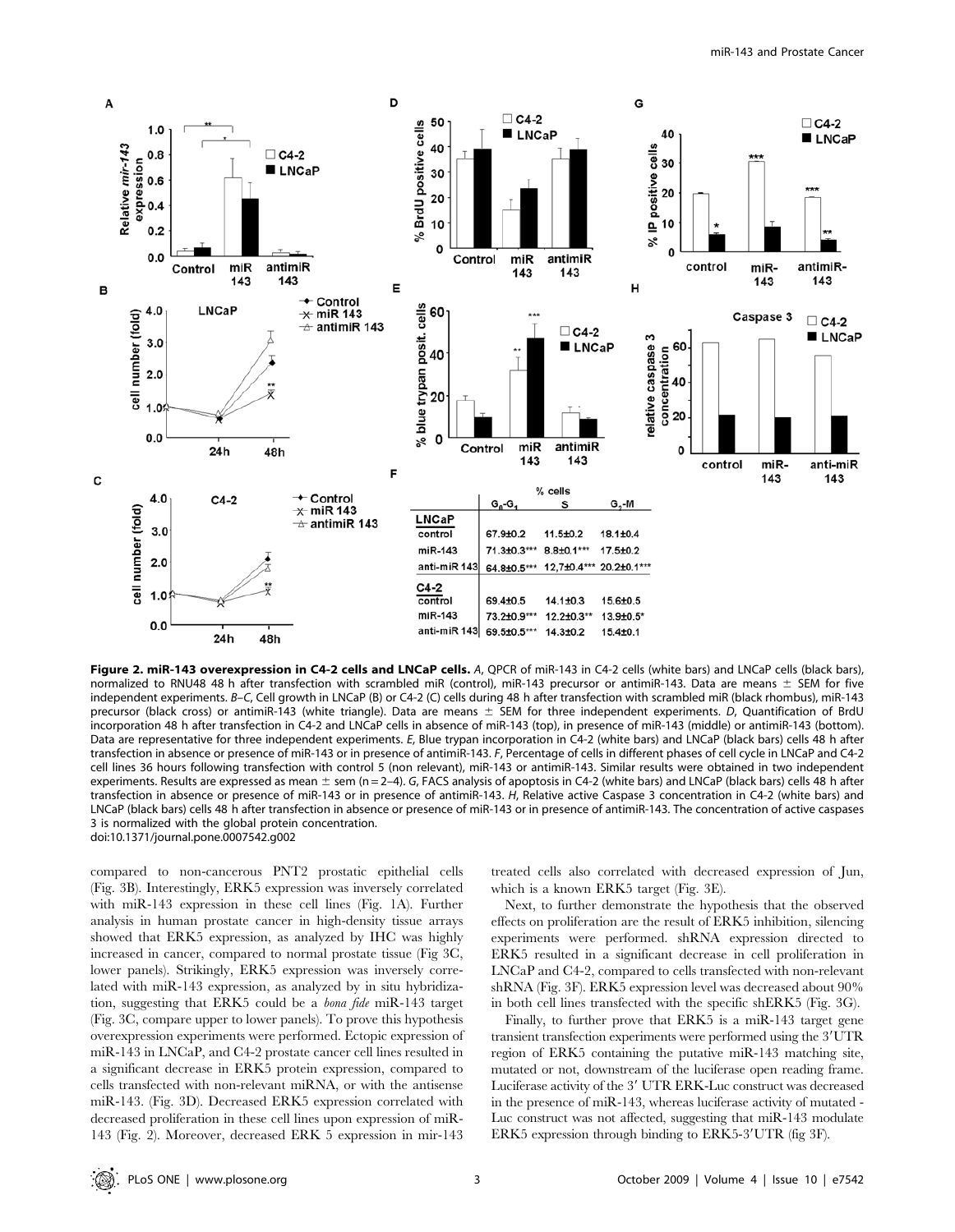| | % cells | | |
|---|---|---|---|
| | $G_0$-$G_1$ | S | $G_2$-M |
| **LNCaP** | | | |
| control | 67.9±0.2 | 11.5±0.2 | 18.1±0.4 |
| miR-143 | 71.3±0.3*** | 8.8±0.1*** | 17.5±0.2 |
| anti-miR 143 | 64.8±0.5*** | 12,7±0.4*** | 20.2±0.1*** |
| **C4-2** | | | |
| control | 69.4±0.5 | 14.1±0.3 | 15.6±0.5 |
| miR-143 | 73.2±0.9*** | 12.2±0.3** | 13.9±0.5* |
| anti-miR 143 | 69.5±0.5*** | 14.3±0.2 | 15.4±0.1 |

**Figure 2. miR-143 overexpression in C4-2 cells and LNCaP cells.** *A*, QPCR of miR-143 in C4-2 cells (white bars) and LNCaP cells (black bars), normalized to RNU48 48 h after transfection with scrambled miR (control), miR-143 precursor or antimiR-143. Data are means ± SEM for five independent experiments. *B–C*, Cell growth in LNCaP (B) or C4-2 (C) cells during 48 h after transfection with scrambled miR (black rhombus), miR-143 precursor (black cross) or antimiR-143 (white triangle). Data are means ± SEM for three independent experiments. *D*, Quantification of BrdU incorporation 48 h after transfection in C4-2 and LNCaP cells in absence of miR-143 (top), in presence of miR-143 (middle) or antimiR-143 (bottom). Data are representative for three independent experiments. *E*, Blue trypan incorporation in C4-2 (white bars) and LNCaP (black bars) cells 48 h after transfection in absence or presence of miR-143 or in presence of antimiR-143. *F*, Percentage of cells in different phases of cell cycle in LNCaP and C4-2 cell lines 36 hours following transfection with control 5 (non relevant), miR-143 or antimiR-143. Similar results were obtained in two independent experiments. Results are expressed as mean ± sem (n = 2–4). *G*, FACS analysis of apoptosis in C4-2 (white bars) and LNCaP (black bars) cells 48 h after transfection in absence or presence of miR-143 or in presence of antimiR-143. *H*, Relative active Caspase 3 concentration in C4-2 (white bars) and LNCaP (black bars) cells 48 h after transfection in absence or presence of miR-143 or in presence of antimiR-143. The concentration of active caspases 3 is normalized with the global protein concentration.
doi:10.1371/journal.pone.0007542.g002

compared to non-cancerous PNT2 prostatic epithelial cells (Fig. 3B). Interestingly, ERK5 expression was inversely correlated with miR-143 expression in these cell lines (Fig. 1A). Further analysis in human prostate cancer in high-density tissue arrays showed that ERK5 expression, as analyzed by IHC was highly increased in cancer, compared to normal prostate tissue (Fig 3C, lower panels). Strikingly, ERK5 expression was inversely correlated with miR-143 expression, as analyzed by in situ hybridization, suggesting that ERK5 could be a *bona fide* miR-143 target (Fig. 3C, compare upper to lower panels). To prove this hypothesis overexpression experiments were performed. Ectopic expression of miR-143 in LNCaP, and C4-2 prostate cancer cell lines resulted in a significant decrease in ERK5 protein expression, compared to cells transfected with non-relevant miRNA, or with the antisense miR-143. (Fig. 3D). Decreased ERK5 expression correlated with decreased proliferation in these cell lines upon expression of miR-143 (Fig. 2). Moreover, decreased ERK 5 expression in mir-143 treated cells also correlated with decreased expression of Jun, which is a known ERK5 target (Fig. 3E).

Next, to further demonstrate the hypothesis that the observed effects on proliferation are the result of ERK5 inhibition, silencing experiments were performed. shRNA expression directed to ERK5 resulted in a significant decrease in cell proliferation in LNCaP and C4-2, compared to cells transfected with non-relevant shRNA (Fig. 3F). ERK5 expression level was decreased about 90% in both cell lines transfected with the specific shERK5 (Fig. 3G).

Finally, to further prove that ERK5 is a miR-143 target gene transient transfection experiments were performed using the 3′UTR region of ERK5 containing the putative miR-143 matching site, mutated or not, downstream of the luciferase open reading frame. Luciferase activity of the 3′ UTR ERK-Luc construct was decreased in the presence of miR-143, whereas luciferase activity of mutated - Luc construct was not affected, suggesting that miR-143 modulate ERK5 expression through binding to ERK5-3′UTR (fig 3F).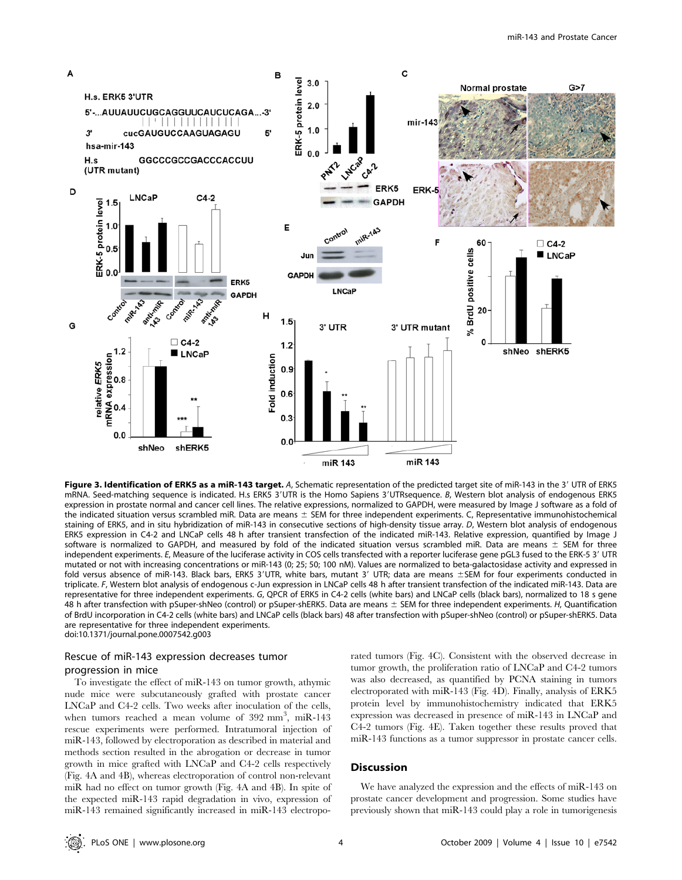**Figure 3. Identification of ERK5 as a miR-143 target.** *A*, Schematic representation of the predicted target site of miR-143 in the 3′ UTR of ERK5 mRNA. Seed-matching sequence is indicated. H.s ERK5 3′UTR is the Homo Sapiens 3′UTRsequence. *B*, Western blot analysis of endogenous ERK5 expression in prostate normal and cancer cell lines. The relative expressions, normalized to GAPDH, were measured by Image J software as a fold of the indicated situation versus scrambled miR. Data are means ± SEM for three independent experiments. C, Representative immunohistochemical staining of ERK5, and in situ hybridization of miR-143 in consecutive sections of high-density tissue array. *D*, Western blot analysis of endogenous ERK5 expression in C4-2 and LNCaP cells 48 h after transient transfection of the indicated miR-143. Relative expression, quantified by Image J software is normalized to GAPDH, and measured by fold of the indicated situation versus scrambled miR. Data are means ± SEM for three independent experiments. *E*, Measure of the luciferase activity in COS cells transfected with a reporter luciferase gene pGL3 fused to the ERK-5 3′ UTR mutated or not with increasing concentrations or miR-143 (0; 25; 50; 100 nM). Values are normalized to beta-galactosidase activity and expressed in fold versus absence of miR-143. Black bars, ERK5 3′UTR, white bars, mutant 3′ UTR; data are means ±SEM for four experiments conducted in triplicate. *F*, Western blot analysis of endogenous c-Jun expression in LNCaP cells 48 h after transient transfection of the indicated miR-143. Data are representative for three independent experiments. *G*, QPCR of ERK5 in C4-2 cells (white bars) and LNCaP cells (black bars), normalized to 18 s gene 48 h after transfection with pSuper-shNeo (control) or pSuper-shERK5. Data are means ± SEM for three independent experiments. *H*, Quantification of BrdU incorporation in C4-2 cells (white bars) and LNCaP cells (black bars) 48 after transfection with pSuper-shNeo (control) or pSuper-shERK5. Data are representative for three independent experiments.
doi:10.1371/journal.pone.0007542.g003

### Rescue of miR-143 expression decreases tumor progression in mice

To investigate the effect of miR-143 on tumor growth, athymic nude mice were subcutaneously grafted with prostate cancer LNCaP and C4-2 cells. Two weeks after inoculation of the cells, when tumors reached a mean volume of 392 $mm^3$, miR-143 rescue experiments were performed. Intratumoral injection of miR-143, followed by electroporation as described in material and methods section resulted in the abrogation or decrease in tumor growth in mice grafted with LNCaP and C4-2 cells respectively (Fig. 4A and 4B), whereas electroporation of control non-relevant miR had no effect on tumor growth (Fig. 4A and 4B). In spite of the expected miR-143 rapid degradation in vivo, expression of miR-143 remained significantly increased in miR-143 electroporated tumors (Fig. 4C). Consistent with the observed decrease in tumor growth, the proliferation ratio of LNCaP and C4-2 tumors was also decreased, as quantified by PCNA staining in tumors electroporated with miR-143 (Fig. 4D). Finally, analysis of ERK5 protein level by immunohistochemistry indicated that ERK5 expression was decreased in presence of miR-143 in LNCaP and C4-2 tumors (Fig. 4E). Taken together these results proved that miR-143 functions as a tumor suppressor in prostate cancer cells.

## Discussion

We have analyzed the expression and the effects of miR-143 on prostate cancer development and progression. Some studies have previously shown that miR-143 could play a role in tumorigenesis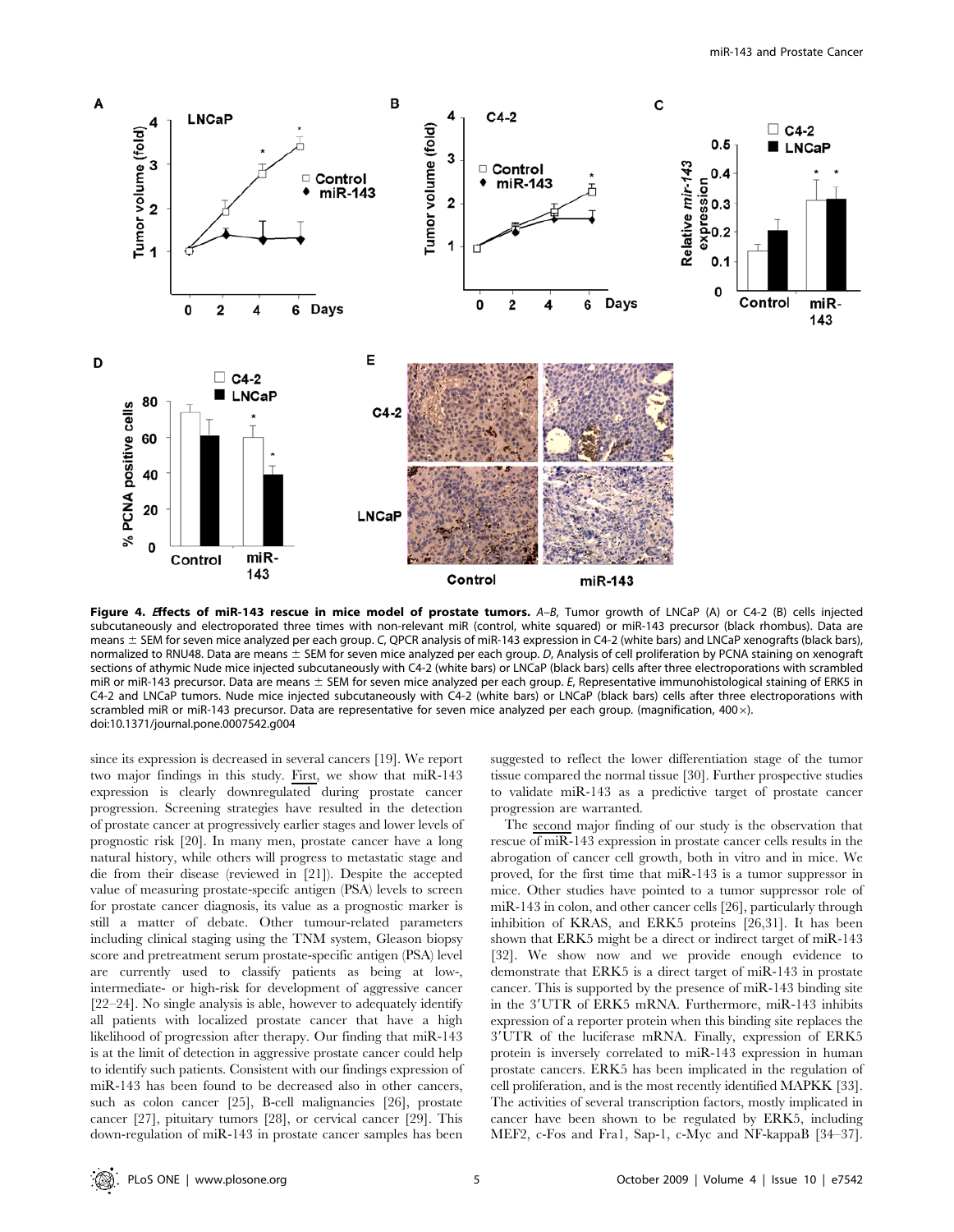**Figure 4. Effects of miR-143 rescue in mice model of prostate tumors.** *A–B*, Tumor growth of LNCaP (A) or C4-2 (B) cells injected subcutaneously and electroporated three times with non-relevant miR (control, white squared) or miR-143 precursor (black rhombus). Data are means ± SEM for seven mice analyzed per each group. *C*, QPCR analysis of miR-143 expression in C4-2 (white bars) and LNCaP xenografts (black bars), normalized to RNU48. Data are means ± SEM for seven mice analyzed per each group. *D*, Analysis of cell proliferation by PCNA staining on xenograft sections of athymic Nude mice injected subcutaneously with C4-2 (white bars) or LNCaP (black bars) cells after three electroporations with scrambled miR or miR-143 precursor. Data are means ± SEM for seven mice analyzed per each group. *E*, Representative immunohistological staining of ERK5 in C4-2 and LNCaP tumors. Nude mice injected subcutaneously with C4-2 (white bars) or LNCaP (black bars) cells after three electroporations with scrambled miR or miR-143 precursor. Data are representative for seven mice analyzed per each group. (magnification, 400×).
doi:10.1371/journal.pone.0007542.g004

since its expression is decreased in several cancers [19]. We report two major findings in this study. First, we show that miR-143 expression is clearly downregulated during prostate cancer progression. Screening strategies have resulted in the detection of prostate cancer at progressively earlier stages and lower levels of prognostic risk [20]. In many men, prostate cancer have a long natural history, while others will progress to metastatic stage and die from their disease (reviewed in [21]). Despite the accepted value of measuring prostate-specifc antigen (PSA) levels to screen for prostate cancer diagnosis, its value as a prognostic marker is still a matter of debate. Other tumour-related parameters including clinical staging using the TNM system, Gleason biopsy score and pretreatment serum prostate-specific antigen (PSA) level are currently used to classify patients as being at low-, intermediate- or high-risk for development of aggressive cancer [22–24]. No single analysis is able, however to adequately identify all patients with localized prostate cancer that have a high likelihood of progression after therapy. Our finding that miR-143 is at the limit of detection in aggressive prostate cancer could help to identify such patients. Consistent with our findings expression of miR-143 has been found to be decreased also in other cancers, such as colon cancer [25], B-cell malignancies [26], prostate cancer [27], pituitary tumors [28], or cervical cancer [29]. This down-regulation of miR-143 in prostate cancer samples has been suggested to reflect the lower differentiation stage of the tumor tissue compared the normal tissue [30]. Further prospective studies to validate miR-143 as a predictive target of prostate cancer progression are warranted.

The second major finding of our study is the observation that rescue of miR-143 expression in prostate cancer cells results in the abrogation of cancer cell growth, both in vitro and in mice. We proved, for the first time that miR-143 is a tumor suppressor in mice. Other studies have pointed to a tumor suppressor role of miR-143 in colon, and other cancer cells [26], particularly through inhibition of KRAS, and ERK5 proteins [26,31]. It has been shown that ERK5 might be a direct or indirect target of miR-143 [32]. We show now and we provide enough evidence to demonstrate that ERK5 is a direct target of miR-143 in prostate cancer. This is supported by the presence of miR-143 binding site in the 3′UTR of ERK5 mRNA. Furthermore, miR-143 inhibits expression of a reporter protein when this binding site replaces the 3′UTR of the luciferase mRNA. Finally, expression of ERK5 protein is inversely correlated to miR-143 expression in human prostate cancers. ERK5 has been implicated in the regulation of cell proliferation, and is the most recently identified MAPKK [33]. The activities of several transcription factors, mostly implicated in cancer have been shown to be regulated by ERK5, including MEF2, c-Fos and Fra1, Sap-1, c-Myc and NF-kappaB [34–37].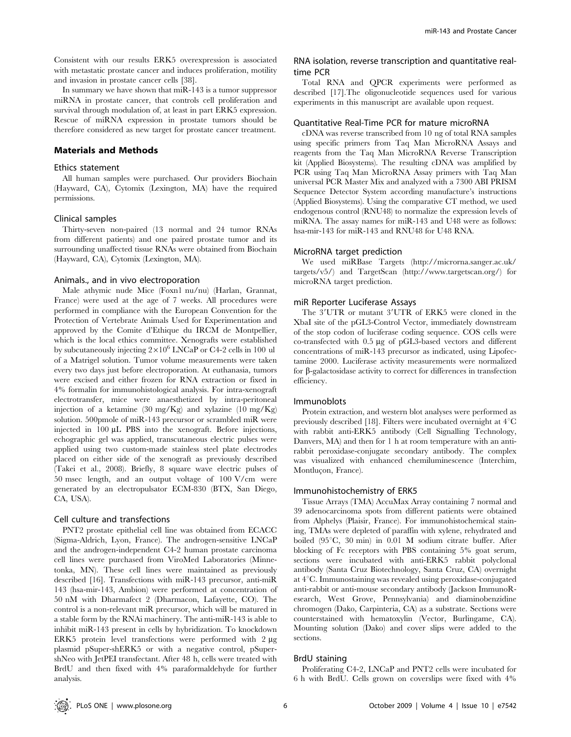Consistent with our results ERK5 overexpression is associated with metastatic prostate cancer and induces proliferation, motility and invasion in prostate cancer cells [38].

In summary we have shown that miR-143 is a tumor suppressor miRNA in prostate cancer, that controls cell proliferation and survival through modulation of, at least in part ERK5 expression. Rescue of miRNA expression in prostate tumors should be therefore considered as new target for prostate cancer treatment.

## Materials and Methods

### Ethics statement

All human samples were purchased. Our providers Biochain (Hayward, CA), Cytomix (Lexington, MA) have the required permissions.

### Clinical samples

Thirty-seven non-paired (13 normal and 24 tumor RNAs from different patients) and one paired prostate tumor and its surrounding unaffected tissue RNAs were obtained from Biochain (Hayward, CA), Cytomix (Lexington, MA).

### Animals., and in vivo electroporation

Male athymic nude Mice (Foxn1 nu/nu) (Harlan, Grannat, France) were used at the age of 7 weeks. All procedures were performed in compliance with the European Convention for the Protection of Vertebrate Animals Used for Experimentation and approved by the Comite d'Ethique du IRCM de Montpellier, which is the local ethics committee. Xenografts were established by subcutaneously injecting $2\times10^6$ LNCaP or C4-2 cells in 100 ul of a Matrigel solution. Tumor volume measurements were taken every two days just before electroporation. At euthanasia, tumors were excised and either frozen for RNA extraction or fixed in 4% formalin for immunohistological analysis. For intra-xenograft electrotransfer, mice were anaesthetized by intra-peritoneal injection of a ketamine (30 mg/Kg) and xylazine (10 mg/Kg) solution. 500pmole of miR-143 precursor or scrambled miR were injected in 100 µL PBS into the xenograft. Before injections, echographic gel was applied, transcutaneous electric pulses were applied using two custom-made stainless steel plate electrodes placed on either side of the xenograft as previously described (Takei et al., 2008). Briefly, 8 square wave electric pulses of 50 msec length, and an output voltage of 100 V/cm were generated by an electropulsator ECM-830 (BTX, San Diego, CA, USA).

### Cell culture and transfections

PNT2 prostate epithelial cell line was obtained from ECACC (Sigma-Aldrich, Lyon, France). The androgen-sensitive LNCaP and the androgen-independent C4-2 human prostate carcinoma cell lines were purchased from ViroMed Laboratories (Minnetonka, MN). These cell lines were maintained as previously described [16]. Transfections with miR-143 precursor, anti-miR 143 (hsa-mir-143, Ambion) were performed at concentration of 50 nM with Dharmafect 2 (Dharmacon, Lafayette, CO). The control is a non-relevant miR precursor, which will be matured in a stable form by the RNAi machinery. The anti-miR-143 is able to inhibit miR-143 present in cells by hybridization. To knockdown ERK5 protein level transfections were performed with 2 µg plasmid pSuper-shERK5 or with a negative control, pSuper-shNeo with JetPEI transfectant. After 48 h, cells were treated with BrdU and then fixed with 4% paraformaldehyde for further analysis.

### RNA isolation, reverse transcription and quantitative real-time PCR

Total RNA and QPCR experiments were performed as described [17].The oligonucleotide sequences used for various experiments in this manuscript are available upon request.

### Quantitative Real-Time PCR for mature microRNA

cDNA was reverse transcribed from 10 ng of total RNA samples using specific primers from Taq Man MicroRNA Assays and reagents from the Taq Man MicroRNA Reverse Transcription kit (Applied Biosystems). The resulting cDNA was amplified by PCR using Taq Man MicroRNA Assay primers with Taq Man universal PCR Master Mix and analyzed with a 7300 ABI PRISM Sequence Detector System according manufacture's instructions (Applied Biosystems). Using the comparative CT method, we used endogenous control (RNU48) to normalize the expression levels of miRNA. The assay names for miR-143 and U48 were as follows: hsa-mir-143 for miR-143 and RNU48 for U48 RNA.

### MicroRNA target prediction

We used miRBase Targets (http://microrna.sanger.ac.uk/targets/v5/) and TargetScan (http://www.targetscan.org/) for microRNA target prediction.

### miR Reporter Luciferase Assays

The 3′UTR or mutant 3′UTR of ERK5 were cloned in the XbaI site of the pGL3-Control Vector, immediately downstream of the stop codon of luciferase coding sequence. COS cells were co-transfected with 0.5 µg of pGL3-based vectors and different concentrations of miR-143 precursor as indicated, using Lipofectamine 2000. Luciferase activity measurements were normalized for β-galactosidase activity to correct for differences in transfection efficiency.

### Immunoblots

Protein extraction, and western blot analyses were performed as previously described [18]. Filters were incubated overnight at 4°C with rabbit anti-ERK5 antibody (Cell Signalling Technology, Danvers, MA) and then for 1 h at room temperature with an anti-rabbit peroxidase-conjugate secondary antibody. The complex was visualized with enhanced chemiluminescence (Interchim, Montluçon, France).

### Immunohistochemistry of ERK5

Tissue Arrays (TMA) AccuMax Array containing 7 normal and 39 adenocarcinoma spots from different patients were obtained from Alphelys (Plaisir, France). For immunohistochemical staining, TMAs were depleted of paraffin with xylene, rehydrated and boiled (95°C, 30 min) in 0.01 M sodium citrate buffer. After blocking of Fc receptors with PBS containing 5% goat serum, sections were incubated with anti-ERK5 rabbit polyclonal antibody (Santa Cruz Biotechnology, Santa Cruz, CA) overnight at 4°C. Immunostaining was revealed using peroxidase-conjugated anti-rabbit or anti-mouse secondary antibody (Jackson ImmunoResearch, West Grove, Pennsylvania) and diaminobenzidine chromogen (Dako, Carpinteria, CA) as a substrate. Sections were counterstained with hematoxylin (Vector, Burlingame, CA). Mounting solution (Dako) and cover slips were added to the sections.

### BrdU staining

Proliferating C4-2, LNCaP and PNT2 cells were incubated for 6 h with BrdU. Cells grown on coverslips were fixed with 4%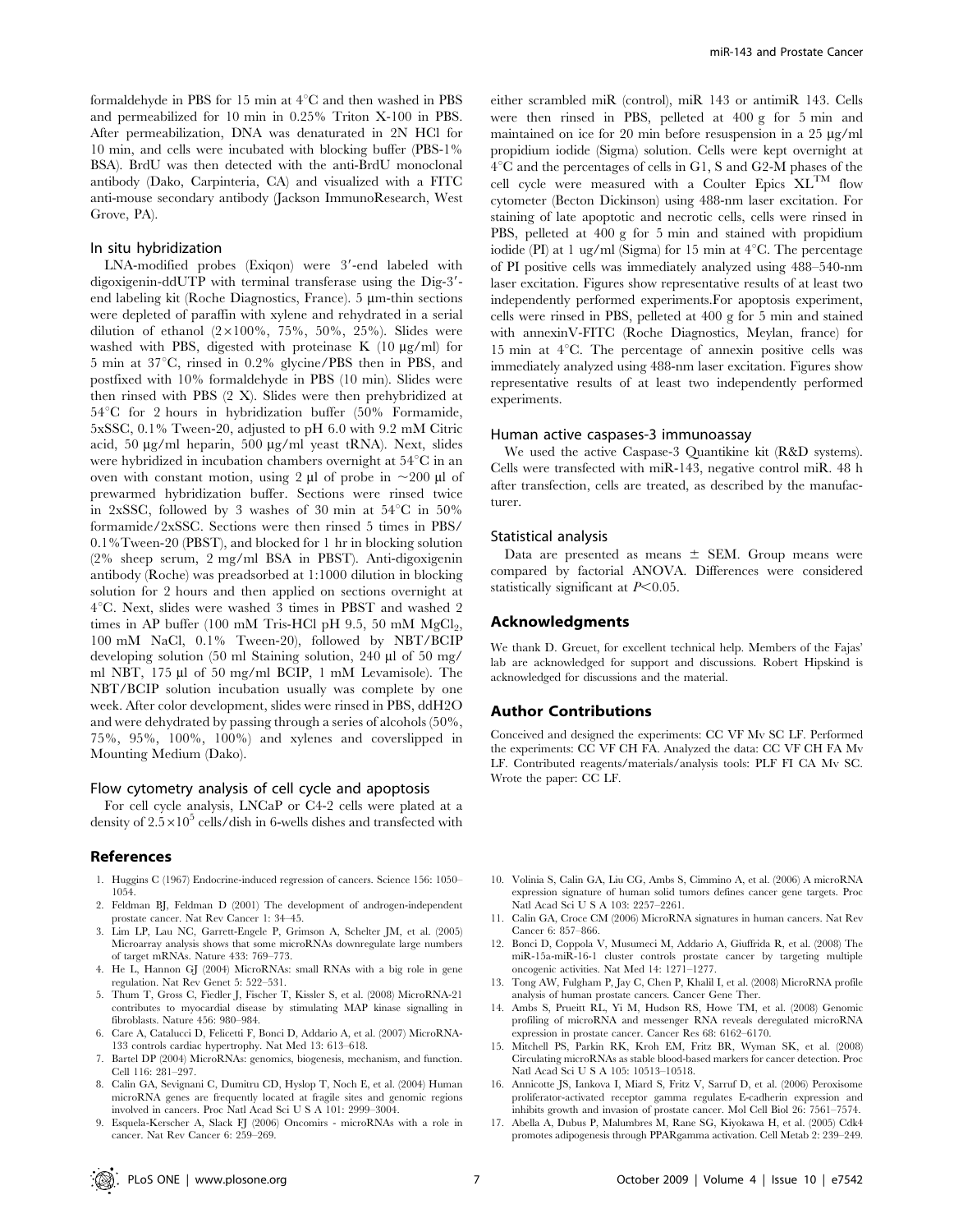formaldehyde in PBS for 15 min at 4°C and then washed in PBS and permeabilized for 10 min in 0.25% Triton X-100 in PBS. After permeabilization, DNA was denaturated in 2N HCl for 10 min, and cells were incubated with blocking buffer (PBS-1% BSA). BrdU was then detected with the anti-BrdU monoclonal antibody (Dako, Carpinteria, CA) and visualized with a FITC anti-mouse secondary antibody (Jackson ImmunoResearch, West Grove, PA).

### In situ hybridization

LNA-modified probes (Exiqon) were 3′-end labeled with digoxigenin-ddUTP with terminal transferase using the Dig-3′-end labeling kit (Roche Diagnostics, France). 5 µm-thin sections were depleted of paraffin with xylene and rehydrated in a serial dilution of ethanol (2×100%, 75%, 50%, 25%). Slides were washed with PBS, digested with proteinase K (10 µg/ml) for 5 min at 37°C, rinsed in 0.2% glycine/PBS then in PBS, and postfixed with 10% formaldehyde in PBS (10 min). Slides were then rinsed with PBS (2 X). Slides were then prehybridized at 54°C for 2 hours in hybridization buffer (50% Formamide, 5xSSC, 0.1% Tween-20, adjusted to pH 6.0 with 9.2 mM Citric acid, 50 µg/ml heparin, 500 µg/ml yeast tRNA). Next, slides were hybridized in incubation chambers overnight at 54°C in an oven with constant motion, using 2 µl of probe in ~200 µl of prewarmed hybridization buffer. Sections were rinsed twice in 2xSSC, followed by 3 washes of 30 min at 54°C in 50% formamide/2xSSC. Sections were then rinsed 5 times in PBS/0.1%Tween-20 (PBST), and blocked for 1 hr in blocking solution (2% sheep serum, 2 mg/ml BSA in PBST). Anti-digoxigenin antibody (Roche) was preadsorbed at 1:1000 dilution in blocking solution for 2 hours and then applied on sections overnight at 4°C. Next, slides were washed 3 times in PBST and washed 2 times in AP buffer (100 mM Tris-HCl pH 9.5, 50 mM $MgCl_2$, 100 mM NaCl, 0.1% Tween-20), followed by NBT/BCIP developing solution (50 ml Staining solution, 240 µl of 50 mg/ml NBT, 175 µl of 50 mg/ml BCIP, 1 mM Levamisole). The NBT/BCIP solution incubation usually was complete by one week. After color development, slides were rinsed in PBS, ddH2O and were dehydrated by passing through a series of alcohols (50%, 75%, 95%, 100%, 100%) and xylenes and coverslipped in Mounting Medium (Dako).

### Flow cytometry analysis of cell cycle and apoptosis

For cell cycle analysis, LNCaP or C4-2 cells were plated at a density of $2.5\times10^5$ cells/dish in 6-wells dishes and transfected with either scrambled miR (control), miR 143 or antimiR 143. Cells were then rinsed in PBS, pelleted at 400 g for 5 min and maintained on ice for 20 min before resuspension in a 25 µg/ml propidium iodide (Sigma) solution. Cells were kept overnight at 4°C and the percentages of cells in G1, S and G2-M phases of the cell cycle were measured with a Coulter Epics XL™ flow cytometer (Becton Dickinson) using 488-nm laser excitation. For staining of late apoptotic and necrotic cells, cells were rinsed in PBS, pelleted at 400 g for 5 min and stained with propidium iodide (PI) at 1 ug/ml (Sigma) for 15 min at 4°C. The percentage of PI positive cells was immediately analyzed using 488–540-nm laser excitation. Figures show representative results of at least two independently performed experiments.For apoptosis experiment, cells were rinsed in PBS, pelleted at 400 g for 5 min and stained with annexinV-FITC (Roche Diagnostics, Meylan, france) for 15 min at 4°C. The percentage of annexin positive cells was immediately analyzed using 488-nm laser excitation. Figures show representative results of at least two independently performed experiments.

### Human active caspases-3 immunoassay

We used the active Caspase-3 Quantikine kit (R&D systems). Cells were transfected with miR-143, negative control miR. 48 h after transfection, cells are treated, as described by the manufacturer.

### Statistical analysis

Data are presented as means ± SEM. Group means were compared by factorial ANOVA. Differences were considered statistically significant at $P<0.05$.

## Acknowledgments

We thank D. Greuet, for excellent technical help. Members of the Fajas' lab are acknowledged for support and discussions. Robert Hipskind is acknowledged for discussions and the material.

## Author Contributions

Conceived and designed the experiments: CC VF Mv SC LF. Performed the experiments: CC VF CH FA. Analyzed the data: CC VF CH FA Mv LF. Contributed reagents/materials/analysis tools: PLF FI CA Mv SC. Wrote the paper: CC LF.

## References

1. Huggins C (1967) Endocrine-induced regression of cancers. Science 156: 1050–1054.
2. Feldman BJ, Feldman D (2001) The development of androgen-independent prostate cancer. Nat Rev Cancer 1: 34–45.
3. Lim LP, Lau NC, Garrett-Engele P, Grimson A, Schelter JM, et al. (2005) Microarray analysis shows that some microRNAs downregulate large numbers of target mRNAs. Nature 433: 769–773.
4. He L, Hannon GJ (2004) MicroRNAs: small RNAs with a big role in gene regulation. Nat Rev Genet 5: 522–531.
5. Thum T, Gross C, Fiedler J, Fischer T, Kissler S, et al. (2008) MicroRNA-21 contributes to myocardial disease by stimulating MAP kinase signalling in fibroblasts. Nature 456: 980–984.
6. Care A, Catalucci D, Felicetti F, Bonci D, Addario A, et al. (2007) MicroRNA-133 controls cardiac hypertrophy. Nat Med 13: 613–618.
7. Bartel DP (2004) MicroRNAs: genomics, biogenesis, mechanism, and function. Cell 116: 281–297.
8. Calin GA, Sevignani C, Dumitru CD, Hyslop T, Noch E, et al. (2004) Human microRNA genes are frequently located at fragile sites and genomic regions involved in cancers. Proc Natl Acad Sci U S A 101: 2999–3004.
9. Esquela-Kerscher A, Slack FJ (2006) Oncomirs - microRNAs with a role in cancer. Nat Rev Cancer 6: 259–269.
10. Volinia S, Calin GA, Liu CG, Ambs S, Cimmino A, et al. (2006) A microRNA expression signature of human solid tumors defines cancer gene targets. Proc Natl Acad Sci U S A 103: 2257–2261.
11. Calin GA, Croce CM (2006) MicroRNA signatures in human cancers. Nat Rev Cancer 6: 857–866.
12. Bonci D, Coppola V, Musumeci M, Addario A, Giuffrida R, et al. (2008) The miR-15a-miR-16-1 cluster controls prostate cancer by targeting multiple oncogenic activities. Nat Med 14: 1271–1277.
13. Tong AW, Fulgham P, Jay C, Chen P, Khalil I, et al. (2008) MicroRNA profile analysis of human prostate cancers. Cancer Gene Ther.
14. Ambs S, Prueitt RL, Yi M, Hudson RS, Howe TM, et al. (2008) Genomic profiling of microRNA and messenger RNA reveals deregulated microRNA expression in prostate cancer. Cancer Res 68: 6162–6170.
15. Mitchell PS, Parkin RK, Kroh EM, Fritz BR, Wyman SK, et al. (2008) Circulating microRNAs as stable blood-based markers for cancer detection. Proc Natl Acad Sci U S A 105: 10513–10518.
16. Annicotte JS, Iankova I, Miard S, Fritz V, Sarruf D, et al. (2006) Peroxisome proliferator-activated receptor gamma regulates E-cadherin expression and inhibits growth and invasion of prostate cancer. Mol Cell Biol 26: 7561–7574.
17. Abella A, Dubus P, Malumbres M, Rane SG, Kiyokawa H, et al. (2005) Cdk4 promotes adipogenesis through PPARgamma activation. Cell Metab 2: 239–249.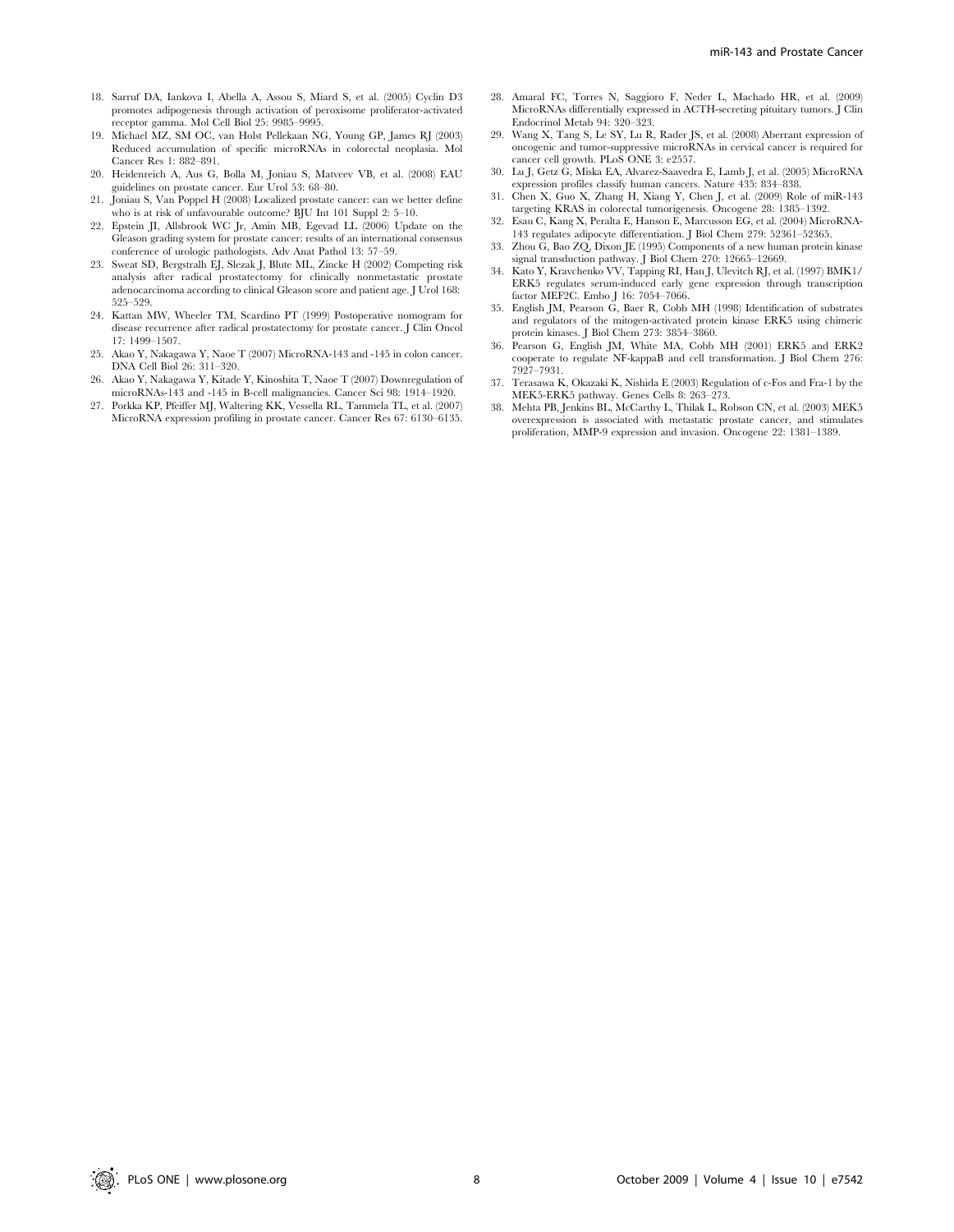18. Sarruf DA, Iankova I, Abella A, Assou S, Miard S, et al. (2005) Cyclin D3 promotes adipogenesis through activation of peroxisome proliferator-activated receptor gamma. Mol Cell Biol 25: 9985–9995.
19. Michael MZ, SM OC, van Holst Pellekaan NG, Young GP, James RJ (2003) Reduced accumulation of specific microRNAs in colorectal neoplasia. Mol Cancer Res 1: 882–891.
20. Heidenreich A, Aus G, Bolla M, Joniau S, Matveev VB, et al. (2008) EAU guidelines on prostate cancer. Eur Urol 53: 68–80.
21. Joniau S, Van Poppel H (2008) Localized prostate cancer: can we better define who is at risk of unfavourable outcome? BJU Int 101 Suppl 2: 5–10.
22. Epstein JI, Allsbrook WC Jr, Amin MB, Egevad LL (2006) Update on the Gleason grading system for prostate cancer: results of an international consensus conference of urologic pathologists. Adv Anat Pathol 13: 57–59.
23. Sweat SD, Bergstralh EJ, Slezak J, Blute ML, Zincke H (2002) Competing risk analysis after radical prostatectomy for clinically nonmetastatic prostate adenocarcinoma according to clinical Gleason score and patient age. J Urol 168: 525–529.
24. Kattan MW, Wheeler TM, Scardino PT (1999) Postoperative nomogram for disease recurrence after radical prostatectomy for prostate cancer. J Clin Oncol 17: 1499–1507.
25. Akao Y, Nakagawa Y, Naoe T (2007) MicroRNA-143 and -145 in colon cancer. DNA Cell Biol 26: 311–320.
26. Akao Y, Nakagawa Y, Kitade Y, Kinoshita T, Naoe T (2007) Downregulation of microRNAs-143 and -145 in B-cell malignancies. Cancer Sci 98: 1914–1920.
27. Porkka KP, Pfeiffer MJ, Waltering KK, Vessella RL, Tammela TL, et al. (2007) MicroRNA expression profiling in prostate cancer. Cancer Res 67: 6130–6135.
28. Amaral FC, Torres N, Saggioro F, Neder L, Machado HR, et al. (2009) MicroRNAs differentially expressed in ACTH-secreting pituitary tumors. J Clin Endocrinol Metab 94: 320–323.
29. Wang X, Tang S, Le SY, Lu R, Rader JS, et al. (2008) Aberrant expression of oncogenic and tumor-suppressive microRNAs in cervical cancer is required for cancer cell growth. PLoS ONE 3: e2557.
30. Lu J, Getz G, Miska EA, Alvarez-Saavedra E, Lamb J, et al. (2005) MicroRNA expression profiles classify human cancers. Nature 435: 834–838.
31. Chen X, Guo X, Zhang H, Xiang Y, Chen J, et al. (2009) Role of miR-143 targeting KRAS in colorectal tumorigenesis. Oncogene 28: 1385–1392.
32. Esau C, Kang X, Peralta E, Hanson E, Marcusson EG, et al. (2004) MicroRNA-143 regulates adipocyte differentiation. J Biol Chem 279: 52361–52365.
33. Zhou G, Bao ZQ, Dixon JE (1995) Components of a new human protein kinase signal transduction pathway. J Biol Chem 270: 12665–12669.
34. Kato Y, Kravchenko VV, Tapping RI, Han J, Ulevitch RJ, et al. (1997) BMK1/ERK5 regulates serum-induced early gene expression through transcription factor MEF2C. Embo J 16: 7054–7066.
35. English JM, Pearson G, Baer R, Cobb MH (1998) Identification of substrates and regulators of the mitogen-activated protein kinase ERK5 using chimeric protein kinases. J Biol Chem 273: 3854–3860.
36. Pearson G, English JM, White MA, Cobb MH (2001) ERK5 and ERK2 cooperate to regulate NF-kappaB and cell transformation. J Biol Chem 276: 7927–7931.
37. Terasawa K, Okazaki K, Nishida E (2003) Regulation of c-Fos and Fra-1 by the MEK5-ERK5 pathway. Genes Cells 8: 263–273.
38. Mehta PB, Jenkins BL, McCarthy L, Thilak L, Robson CN, et al. (2003) MEK5 overexpression is associated with metastatic prostate cancer, and stimulates proliferation, MMP-9 expression and invasion. Oncogene 22: 1381–1389.